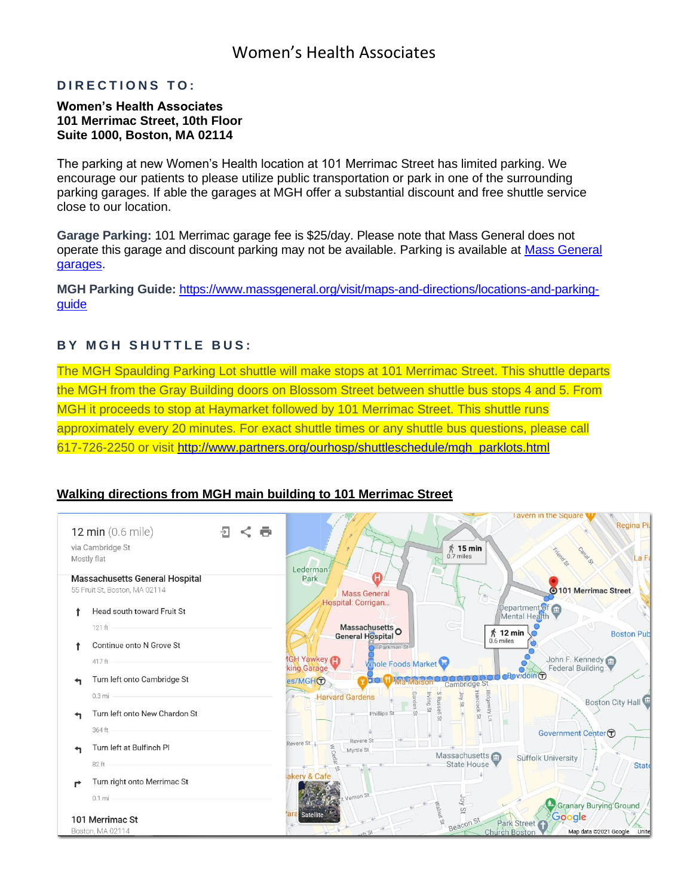# Women's Health Associates

## DIRECTIONS TO:

**Women's Health Associates**
**101 Merrimac Street, 10th Floor**
**Suite 1000, Boston, MA 02114**

The parking at new Women's Health location at 101 Merrimac Street has limited parking. We encourage our patients to please utilize public transportation or park in one of the surrounding parking garages. If able the garages at MGH offer a substantial discount and free shuttle service close to our location.

**Garage Parking:** 101 Merrimac garage fee is $25/day. Please note that Mass General does not operate this garage and discount parking may not be available. Parking is available at [Mass General garages](Mass General garages).

**MGH Parking Guide:** [https://www.massgeneral.org/visit/maps-and-directions/locations-and-parking-guide](https://www.massgeneral.org/visit/maps-and-directions/locations-and-parking-guide)

## BY MGH SHUTTLE BUS:

The MGH Spaulding Parking Lot shuttle will make stops at 101 Merrimac Street. This shuttle departs the MGH from the Gray Building doors on Blossom Street between shuttle bus stops 4 and 5. From MGH it proceeds to stop at Haymarket followed by 101 Merrimac Street. This shuttle runs approximately every 20 minutes. For exact shuttle times or any shuttle bus questions, please call 617-726-2250 or visit [http://www.partners.org/ourhosp/shuttleschedule/mgh_parklots.html](http://www.partners.org/ourhosp/shuttleschedule/mgh_parklots.html)

### Walking directions from MGH main building to 101 Merrimac Street

12 min (0.6 mile)
via Cambridge St
Mostly flat

**Massachusetts General Hospital**
55 Fruit St, Boston, MA 02114

- Head south toward Fruit St (121 ft)
- Continue onto N Grove St (417 ft)
- Turn left onto Cambridge St (0.3 mi)
- Turn left onto New Chardon St (364 ft)
- Turn left at Bulfinch Pl (82 ft)
- Turn right onto Merrimac St (0.1 mi)

**101 Merrimac St**
Boston, MA 02114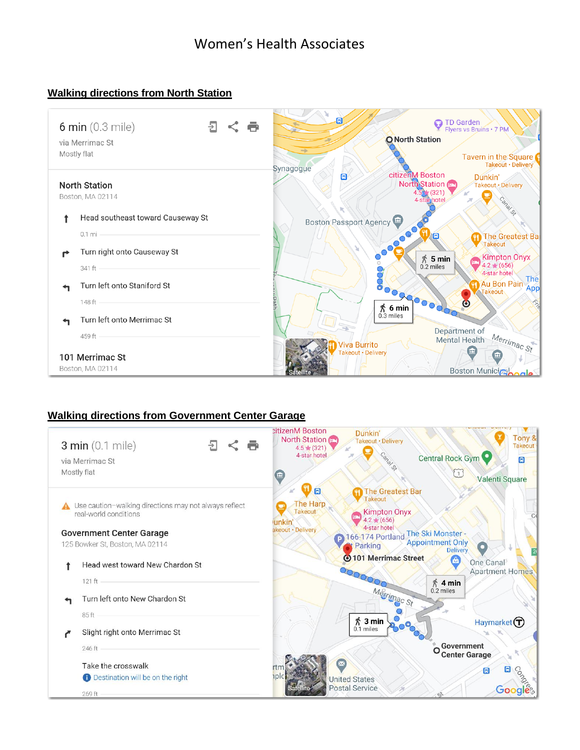# Women's Health Associates

## Walking directions from North Station

6 min (0.3 mile)
via Merrimac St
Mostly flat

**North Station**
Boston, MA 02114

- Head southeast toward Causeway St
  0.1 mi
- Turn right onto Causeway St
  341 ft
- Turn left onto Staniford St
  148 ft
- Turn left onto Merrimac St
  459 ft

**101 Merrimac St**
Boston, MA 02114

## Walking directions from Government Center Garage

3 min (0.1 mile)
via Merrimac St
Mostly flat

⚠ Use caution–walking directions may not always reflect real-world conditions

**Government Center Garage**
125 Bowker St, Boston, MA 02114

- Head west toward New Chardon St
  121 ft
- Turn left onto New Chardon St
  85 ft
- Slight right onto Merrimac St
  246 ft
- Take the crosswalk
  Destination will be on the right
  269 ft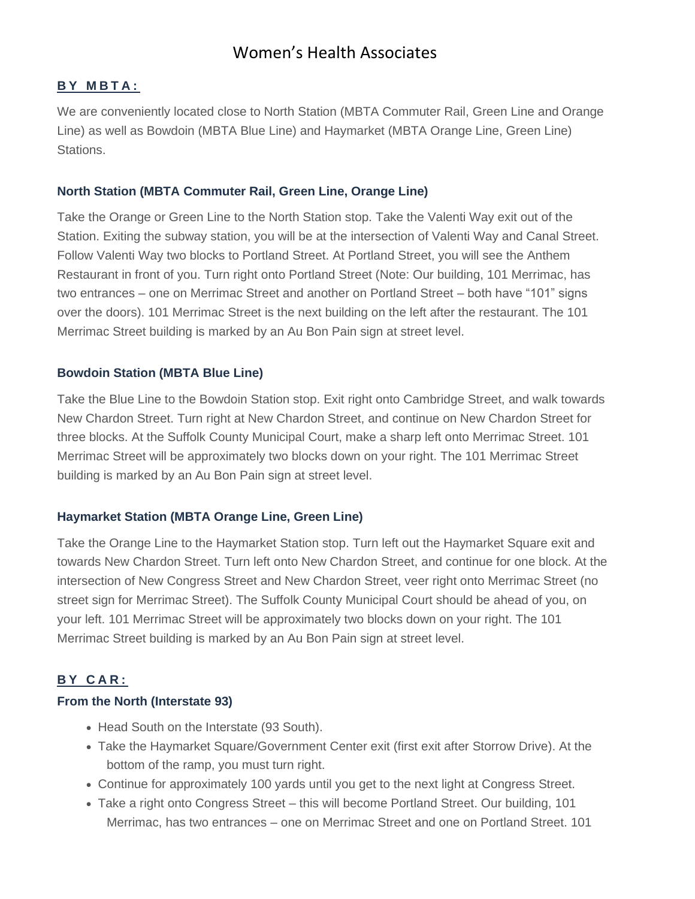# Women's Health Associates

## BY MBTA:

We are conveniently located close to North Station (MBTA Commuter Rail, Green Line and Orange Line) as well as Bowdoin (MBTA Blue Line) and Haymarket (MBTA Orange Line, Green Line) Stations.

### North Station (MBTA Commuter Rail, Green Line, Orange Line)

Take the Orange or Green Line to the North Station stop. Take the Valenti Way exit out of the Station. Exiting the subway station, you will be at the intersection of Valenti Way and Canal Street. Follow Valenti Way two blocks to Portland Street. At Portland Street, you will see the Anthem Restaurant in front of you. Turn right onto Portland Street (Note: Our building, 101 Merrimac, has two entrances – one on Merrimac Street and another on Portland Street – both have "101" signs over the doors). 101 Merrimac Street is the next building on the left after the restaurant. The 101 Merrimac Street building is marked by an Au Bon Pain sign at street level.

### Bowdoin Station (MBTA Blue Line)

Take the Blue Line to the Bowdoin Station stop. Exit right onto Cambridge Street, and walk towards New Chardon Street. Turn right at New Chardon Street, and continue on New Chardon Street for three blocks. At the Suffolk County Municipal Court, make a sharp left onto Merrimac Street. 101 Merrimac Street will be approximately two blocks down on your right. The 101 Merrimac Street building is marked by an Au Bon Pain sign at street level.

### Haymarket Station (MBTA Orange Line, Green Line)

Take the Orange Line to the Haymarket Station stop. Turn left out the Haymarket Square exit and towards New Chardon Street. Turn left onto New Chardon Street, and continue for one block. At the intersection of New Congress Street and New Chardon Street, veer right onto Merrimac Street (no street sign for Merrimac Street). The Suffolk County Municipal Court should be ahead of you, on your left. 101 Merrimac Street will be approximately two blocks down on your right. The 101 Merrimac Street building is marked by an Au Bon Pain sign at street level.

## BY CAR:

### From the North (Interstate 93)

- Head South on the Interstate (93 South).
- Take the Haymarket Square/Government Center exit (first exit after Storrow Drive). At the bottom of the ramp, you must turn right.
- Continue for approximately 100 yards until you get to the next light at Congress Street.
- Take a right onto Congress Street – this will become Portland Street. Our building, 101 Merrimac, has two entrances – one on Merrimac Street and one on Portland Street. 101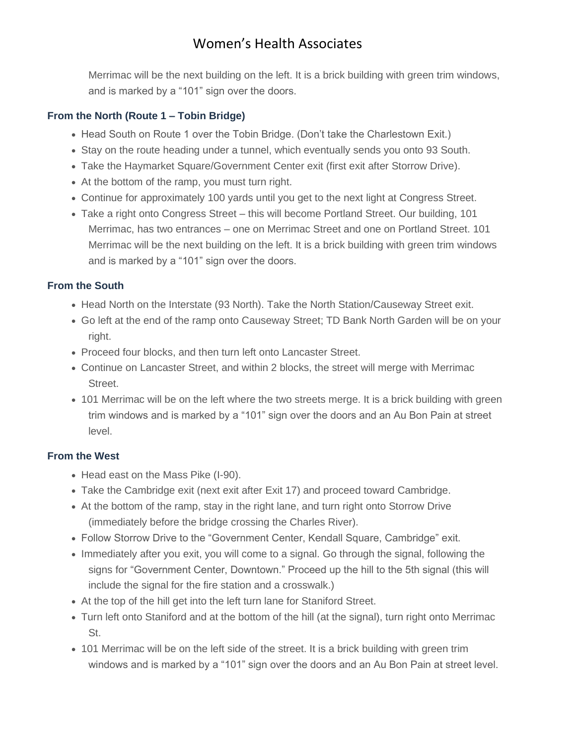Merrimac will be the next building on the left. It is a brick building with green trim windows, and is marked by a "101" sign over the doors.

### From the North (Route 1 – Tobin Bridge)

- Head South on Route 1 over the Tobin Bridge. (Don't take the Charlestown Exit.)
- Stay on the route heading under a tunnel, which eventually sends you onto 93 South.
- Take the Haymarket Square/Government Center exit (first exit after Storrow Drive).
- At the bottom of the ramp, you must turn right.
- Continue for approximately 100 yards until you get to the next light at Congress Street.
- Take a right onto Congress Street – this will become Portland Street. Our building, 101 Merrimac, has two entrances – one on Merrimac Street and one on Portland Street. 101 Merrimac will be the next building on the left. It is a brick building with green trim windows and is marked by a "101" sign over the doors.

### From the South

- Head North on the Interstate (93 North). Take the North Station/Causeway Street exit.
- Go left at the end of the ramp onto Causeway Street; TD Bank North Garden will be on your right.
- Proceed four blocks, and then turn left onto Lancaster Street.
- Continue on Lancaster Street, and within 2 blocks, the street will merge with Merrimac Street.
- 101 Merrimac will be on the left where the two streets merge. It is a brick building with green trim windows and is marked by a "101" sign over the doors and an Au Bon Pain at street level.

### From the West

- Head east on the Mass Pike (I-90).
- Take the Cambridge exit (next exit after Exit 17) and proceed toward Cambridge.
- At the bottom of the ramp, stay in the right lane, and turn right onto Storrow Drive (immediately before the bridge crossing the Charles River).
- Follow Storrow Drive to the "Government Center, Kendall Square, Cambridge" exit.
- Immediately after you exit, you will come to a signal. Go through the signal, following the signs for "Government Center, Downtown." Proceed up the hill to the 5th signal (this will include the signal for the fire station and a crosswalk.)
- At the top of the hill get into the left turn lane for Staniford Street.
- Turn left onto Staniford and at the bottom of the hill (at the signal), turn right onto Merrimac St.
- 101 Merrimac will be on the left side of the street. It is a brick building with green trim windows and is marked by a "101" sign over the doors and an Au Bon Pain at street level.